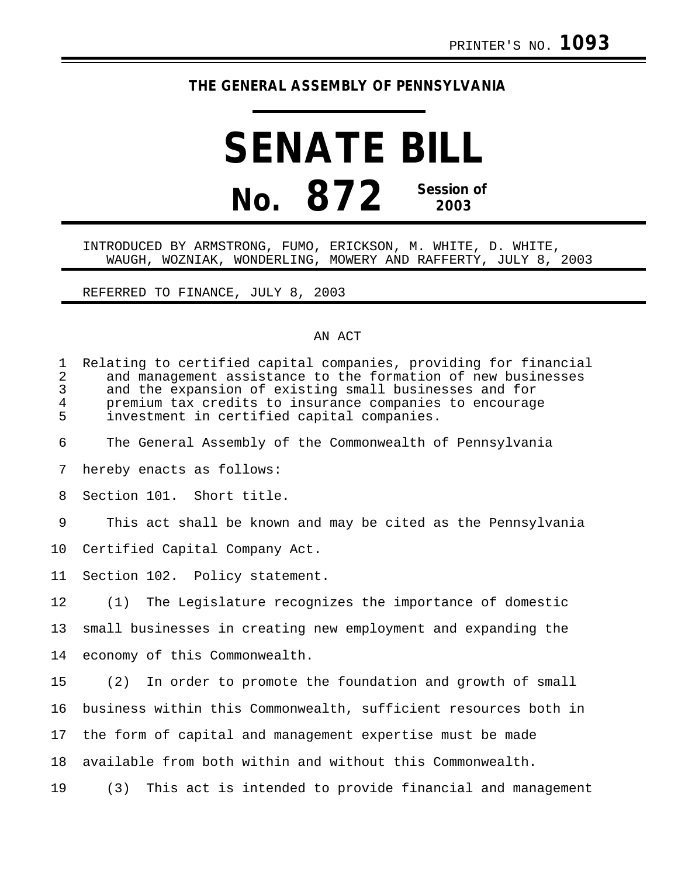PRINTER'S NO. **1093**

**THE GENERAL ASSEMBLY OF PENNSYLVANIA**

# SENATE BILL

# No. 872 Session of 2003

INTRODUCED BY ARMSTRONG, FUMO, ERICKSON, M. WHITE, D. WHITE, WAUGH, WOZNIAK, WONDERLING, MOWERY AND RAFFERTY, JULY 8, 2003

REFERRED TO FINANCE, JULY 8, 2003

AN ACT

Relating to certified capital companies, providing for financial and management assistance to the formation of new businesses and the expansion of existing small businesses and for premium tax credits to insurance companies to encourage investment in certified capital companies.

The General Assembly of the Commonwealth of Pennsylvania hereby enacts as follows:

Section 101. Short title.

This act shall be known and may be cited as the Pennsylvania Certified Capital Company Act.

Section 102. Policy statement.

(1) The Legislature recognizes the importance of domestic small businesses in creating new employment and expanding the economy of this Commonwealth.

(2) In order to promote the foundation and growth of small business within this Commonwealth, sufficient resources both in the form of capital and management expertise must be made available from both within and without this Commonwealth.

(3) This act is intended to provide financial and management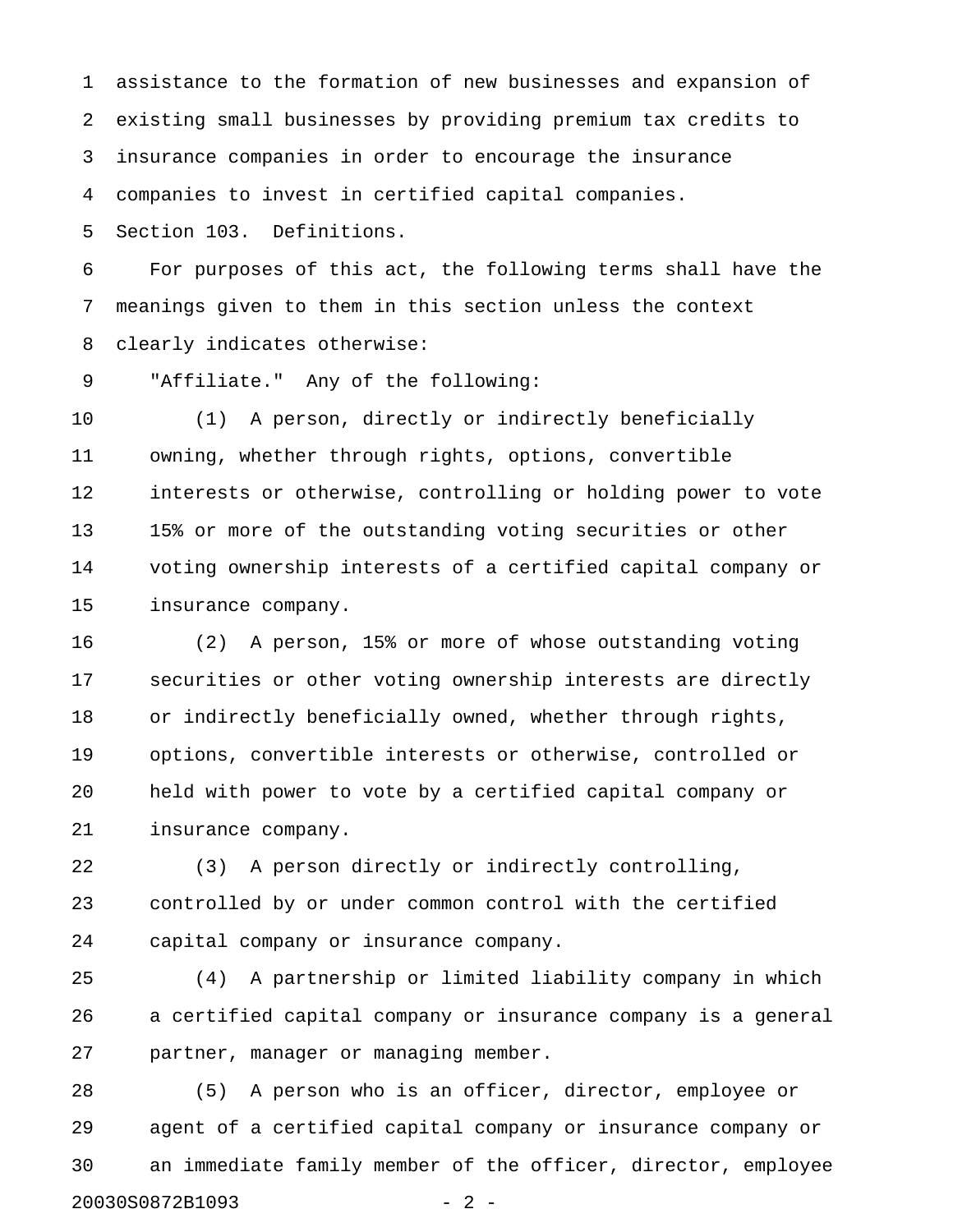assistance to the formation of new businesses and expansion of existing small businesses by providing premium tax credits to insurance companies in order to encourage the insurance companies to invest in certified capital companies.

Section 103. Definitions.

For purposes of this act, the following terms shall have the meanings given to them in this section unless the context clearly indicates otherwise:

"Affiliate." Any of the following:

(1) A person, directly or indirectly beneficially owning, whether through rights, options, convertible interests or otherwise, controlling or holding power to vote 15% or more of the outstanding voting securities or other voting ownership interests of a certified capital company or insurance company.

(2) A person, 15% or more of whose outstanding voting securities or other voting ownership interests are directly or indirectly beneficially owned, whether through rights, options, convertible interests or otherwise, controlled or held with power to vote by a certified capital company or insurance company.

(3) A person directly or indirectly controlling, controlled by or under common control with the certified capital company or insurance company.

(4) A partnership or limited liability company in which a certified capital company or insurance company is a general partner, manager or managing member.

(5) A person who is an officer, director, employee or agent of a certified capital company or insurance company or an immediate family member of the officer, director, employee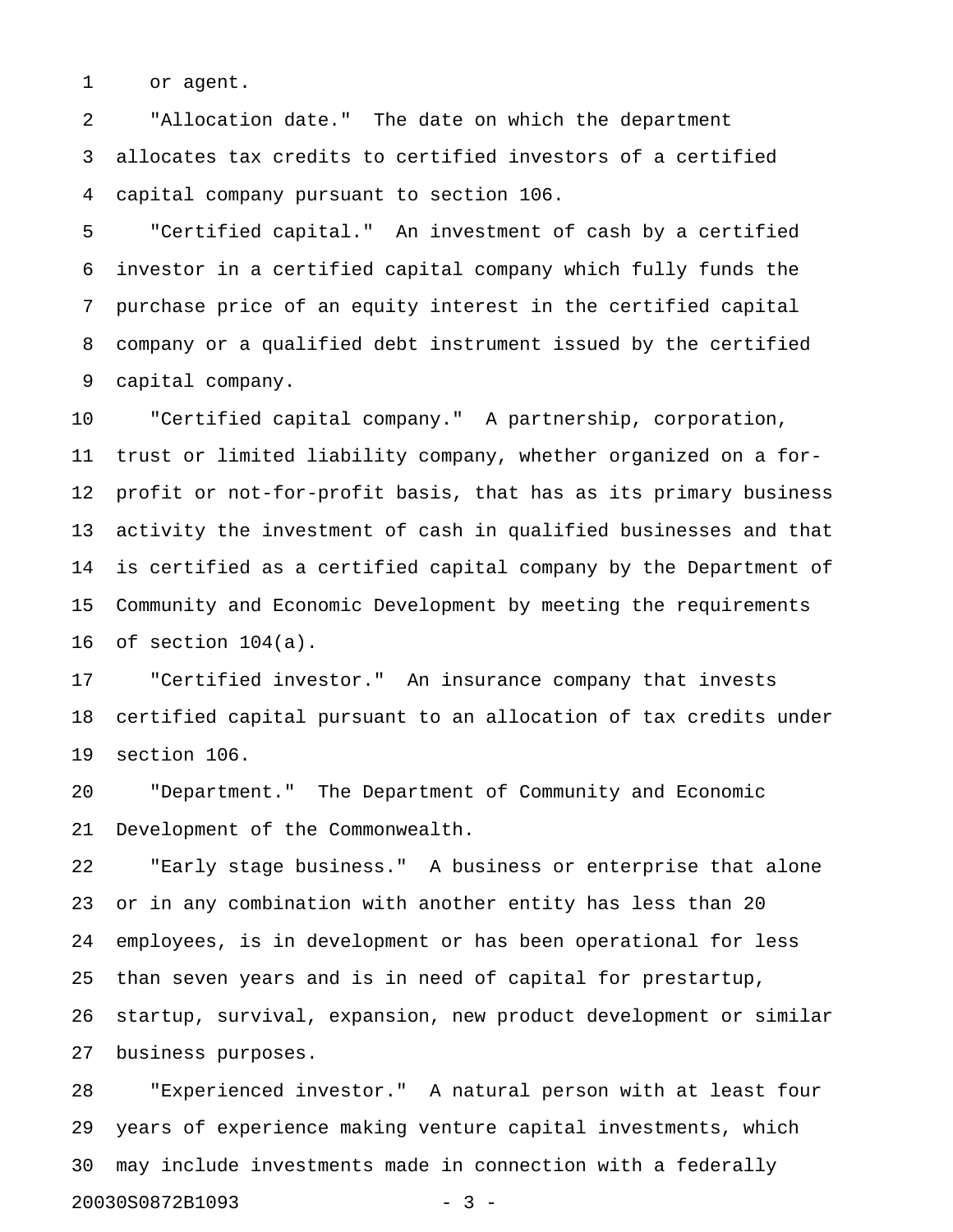or agent.

"Allocation date." The date on which the department allocates tax credits to certified investors of a certified capital company pursuant to section 106.

"Certified capital." An investment of cash by a certified investor in a certified capital company which fully funds the purchase price of an equity interest in the certified capital company or a qualified debt instrument issued by the certified capital company.

"Certified capital company." A partnership, corporation, trust or limited liability company, whether organized on a for-profit or not-for-profit basis, that has as its primary business activity the investment of cash in qualified businesses and that is certified as a certified capital company by the Department of Community and Economic Development by meeting the requirements of section 104(a).

"Certified investor." An insurance company that invests certified capital pursuant to an allocation of tax credits under section 106.

"Department." The Department of Community and Economic Development of the Commonwealth.

"Early stage business." A business or enterprise that alone or in any combination with another entity has less than 20 employees, is in development or has been operational for less than seven years and is in need of capital for prestartup, startup, survival, expansion, new product development or similar business purposes.

"Experienced investor." A natural person with at least four years of experience making venture capital investments, which may include investments made in connection with a federally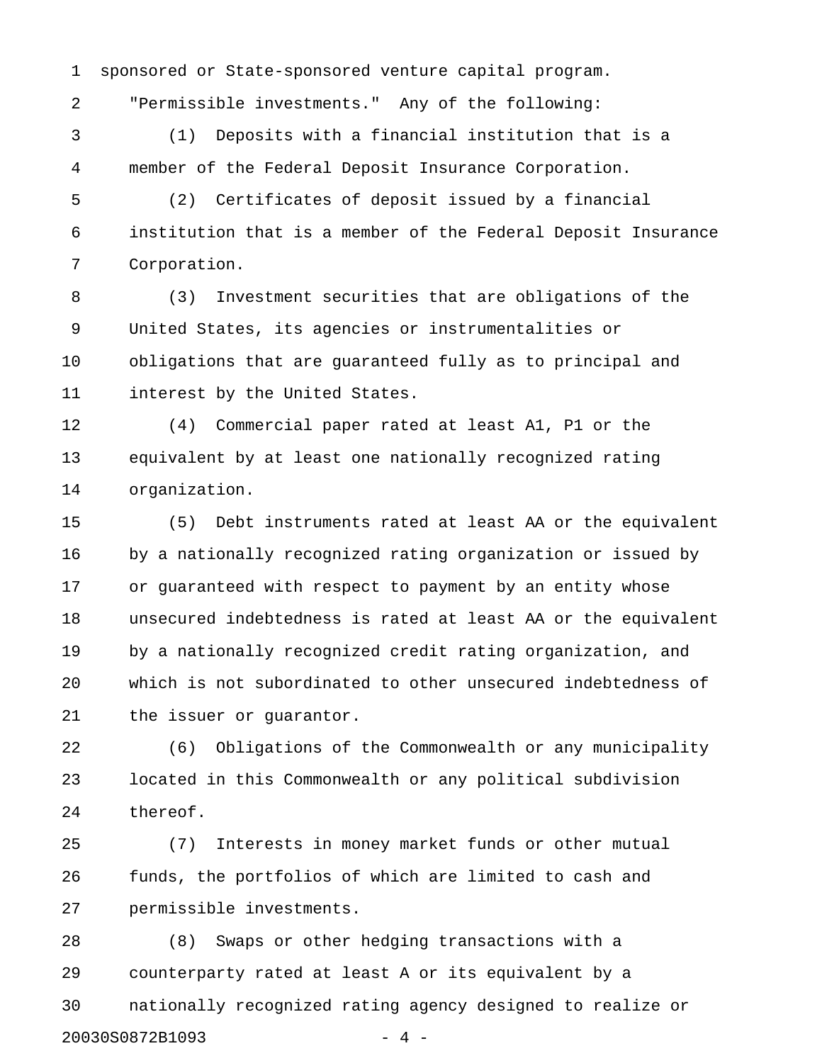sponsored or State-sponsored venture capital program.

"Permissible investments." Any of the following:

(1) Deposits with a financial institution that is a member of the Federal Deposit Insurance Corporation.

(2) Certificates of deposit issued by a financial institution that is a member of the Federal Deposit Insurance Corporation.

(3) Investment securities that are obligations of the United States, its agencies or instrumentalities or obligations that are guaranteed fully as to principal and interest by the United States.

(4) Commercial paper rated at least A1, P1 or the equivalent by at least one nationally recognized rating organization.

(5) Debt instruments rated at least AA or the equivalent by a nationally recognized rating organization or issued by or guaranteed with respect to payment by an entity whose unsecured indebtedness is rated at least AA or the equivalent by a nationally recognized credit rating organization, and which is not subordinated to other unsecured indebtedness of the issuer or guarantor.

(6) Obligations of the Commonwealth or any municipality located in this Commonwealth or any political subdivision thereof.

(7) Interests in money market funds or other mutual funds, the portfolios of which are limited to cash and permissible investments.

(8) Swaps or other hedging transactions with a counterparty rated at least A or its equivalent by a nationally recognized rating agency designed to realize or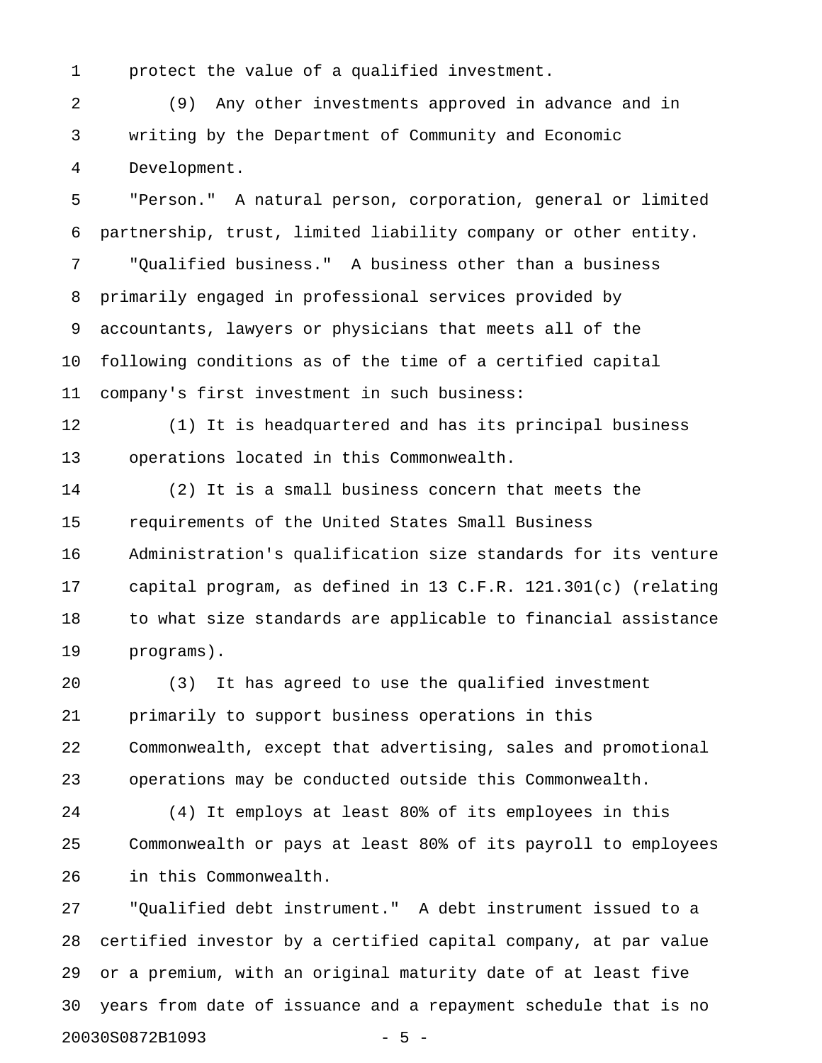protect the value of a qualified investment.

(9) Any other investments approved in advance and in writing by the Department of Community and Economic Development.

"Person." A natural person, corporation, general or limited partnership, trust, limited liability company or other entity.

"Qualified business." A business other than a business primarily engaged in professional services provided by accountants, lawyers or physicians that meets all of the following conditions as of the time of a certified capital company's first investment in such business:

(1) It is headquartered and has its principal business operations located in this Commonwealth.

(2) It is a small business concern that meets the requirements of the United States Small Business Administration's qualification size standards for its venture capital program, as defined in 13 C.F.R. 121.301(c) (relating to what size standards are applicable to financial assistance programs).

(3) It has agreed to use the qualified investment primarily to support business operations in this Commonwealth, except that advertising, sales and promotional operations may be conducted outside this Commonwealth.

(4) It employs at least 80% of its employees in this Commonwealth or pays at least 80% of its payroll to employees in this Commonwealth.

"Qualified debt instrument." A debt instrument issued to a certified investor by a certified capital company, at par value or a premium, with an original maturity date of at least five years from date of issuance and a repayment schedule that is no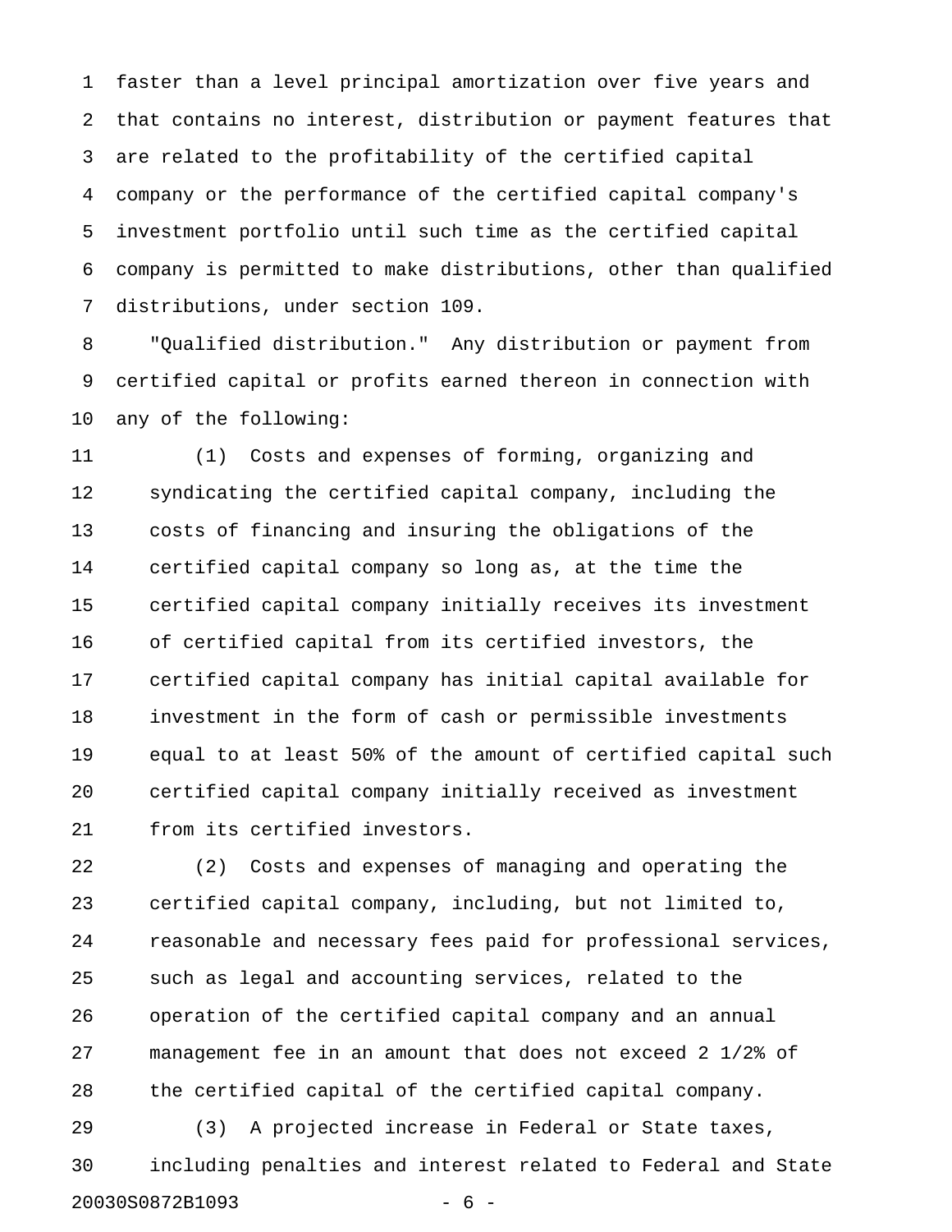faster than a level principal amortization over five years and that contains no interest, distribution or payment features that are related to the profitability of the certified capital company or the performance of the certified capital company's investment portfolio until such time as the certified capital company is permitted to make distributions, other than qualified distributions, under section 109.

"Qualified distribution." Any distribution or payment from certified capital or profits earned thereon in connection with any of the following:

(1) Costs and expenses of forming, organizing and syndicating the certified capital company, including the costs of financing and insuring the obligations of the certified capital company so long as, at the time the certified capital company initially receives its investment of certified capital from its certified investors, the certified capital company has initial capital available for investment in the form of cash or permissible investments equal to at least 50% of the amount of certified capital such certified capital company initially received as investment from its certified investors.

(2) Costs and expenses of managing and operating the certified capital company, including, but not limited to, reasonable and necessary fees paid for professional services, such as legal and accounting services, related to the operation of the certified capital company and an annual management fee in an amount that does not exceed 2 1/2% of the certified capital of the certified capital company.

(3) A projected increase in Federal or State taxes, including penalties and interest related to Federal and State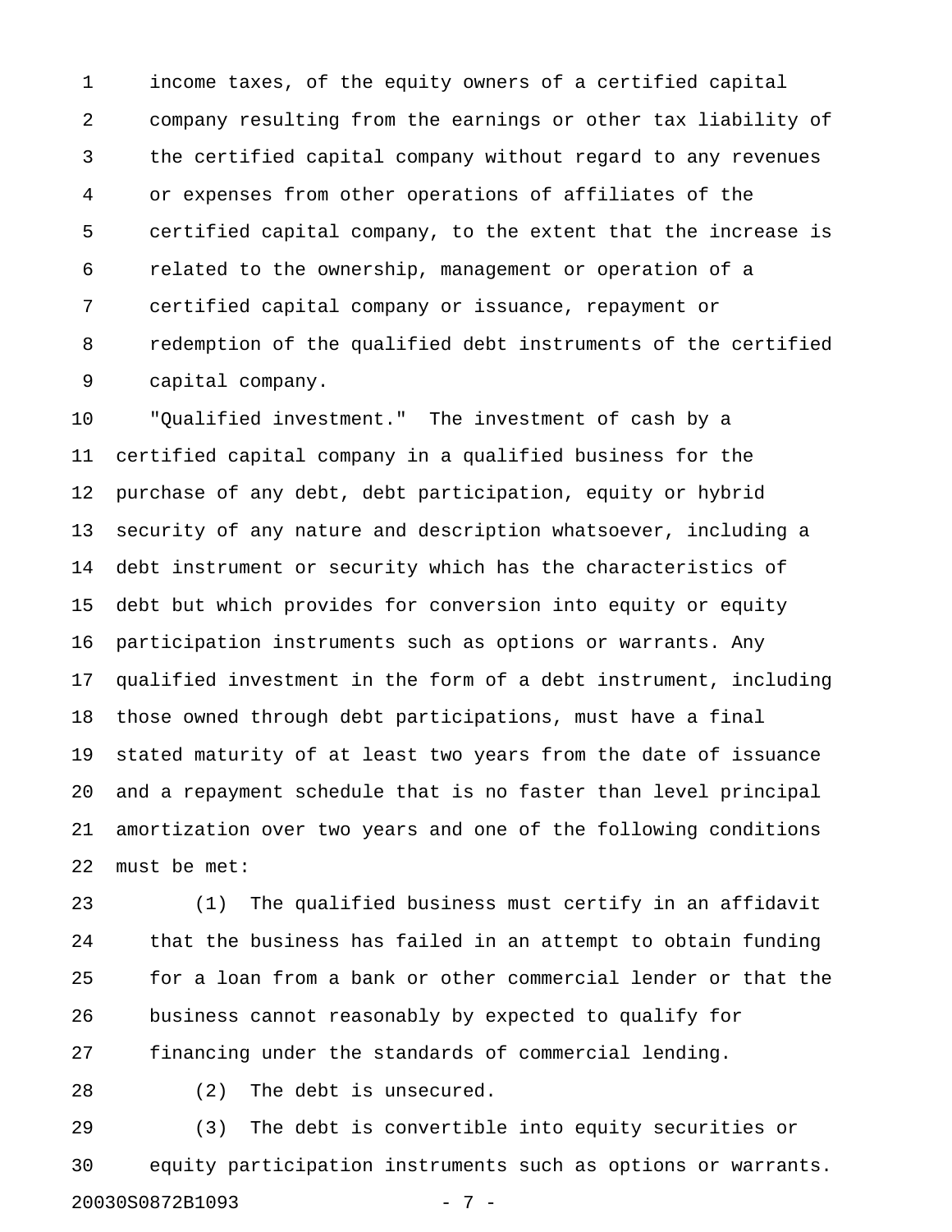income taxes, of the equity owners of a certified capital company resulting from the earnings or other tax liability of the certified capital company without regard to any revenues or expenses from other operations of affiliates of the certified capital company, to the extent that the increase is related to the ownership, management or operation of a certified capital company or issuance, repayment or redemption of the qualified debt instruments of the certified capital company.

"Qualified investment." The investment of cash by a certified capital company in a qualified business for the purchase of any debt, debt participation, equity or hybrid security of any nature and description whatsoever, including a debt instrument or security which has the characteristics of debt but which provides for conversion into equity or equity participation instruments such as options or warrants. Any qualified investment in the form of a debt instrument, including those owned through debt participations, must have a final stated maturity of at least two years from the date of issuance and a repayment schedule that is no faster than level principal amortization over two years and one of the following conditions must be met:

(1) The qualified business must certify in an affidavit that the business has failed in an attempt to obtain funding for a loan from a bank or other commercial lender or that the business cannot reasonably by expected to qualify for financing under the standards of commercial lending.

(2) The debt is unsecured.

(3) The debt is convertible into equity securities or equity participation instruments such as options or warrants.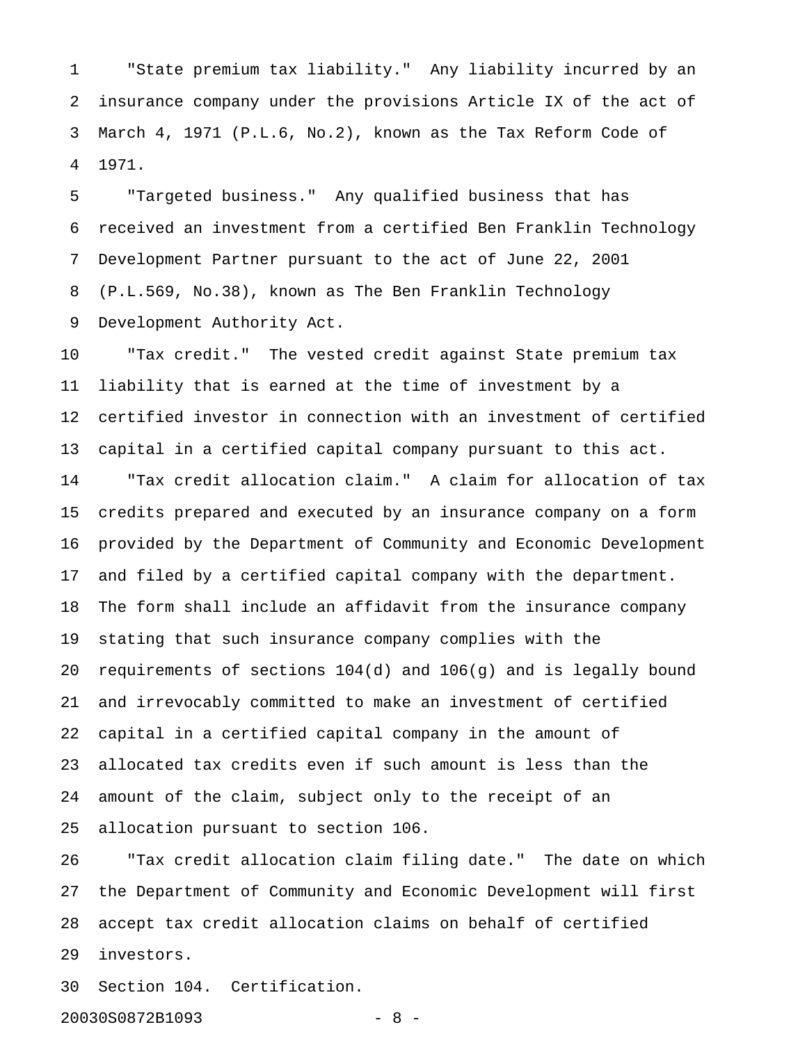"State premium tax liability." Any liability incurred by an insurance company under the provisions Article IX of the act of March 4, 1971 (P.L.6, No.2), known as the Tax Reform Code of 1971.

"Targeted business." Any qualified business that has received an investment from a certified Ben Franklin Technology Development Partner pursuant to the act of June 22, 2001 (P.L.569, No.38), known as The Ben Franklin Technology Development Authority Act.

"Tax credit." The vested credit against State premium tax liability that is earned at the time of investment by a certified investor in connection with an investment of certified capital in a certified capital company pursuant to this act.

"Tax credit allocation claim." A claim for allocation of tax credits prepared and executed by an insurance company on a form provided by the Department of Community and Economic Development and filed by a certified capital company with the department. The form shall include an affidavit from the insurance company stating that such insurance company complies with the requirements of sections 104(d) and 106(g) and is legally bound and irrevocably committed to make an investment of certified capital in a certified capital company in the amount of allocated tax credits even if such amount is less than the amount of the claim, subject only to the receipt of an allocation pursuant to section 106.

"Tax credit allocation claim filing date." The date on which the Department of Community and Economic Development will first accept tax credit allocation claims on behalf of certified investors.

Section 104. Certification.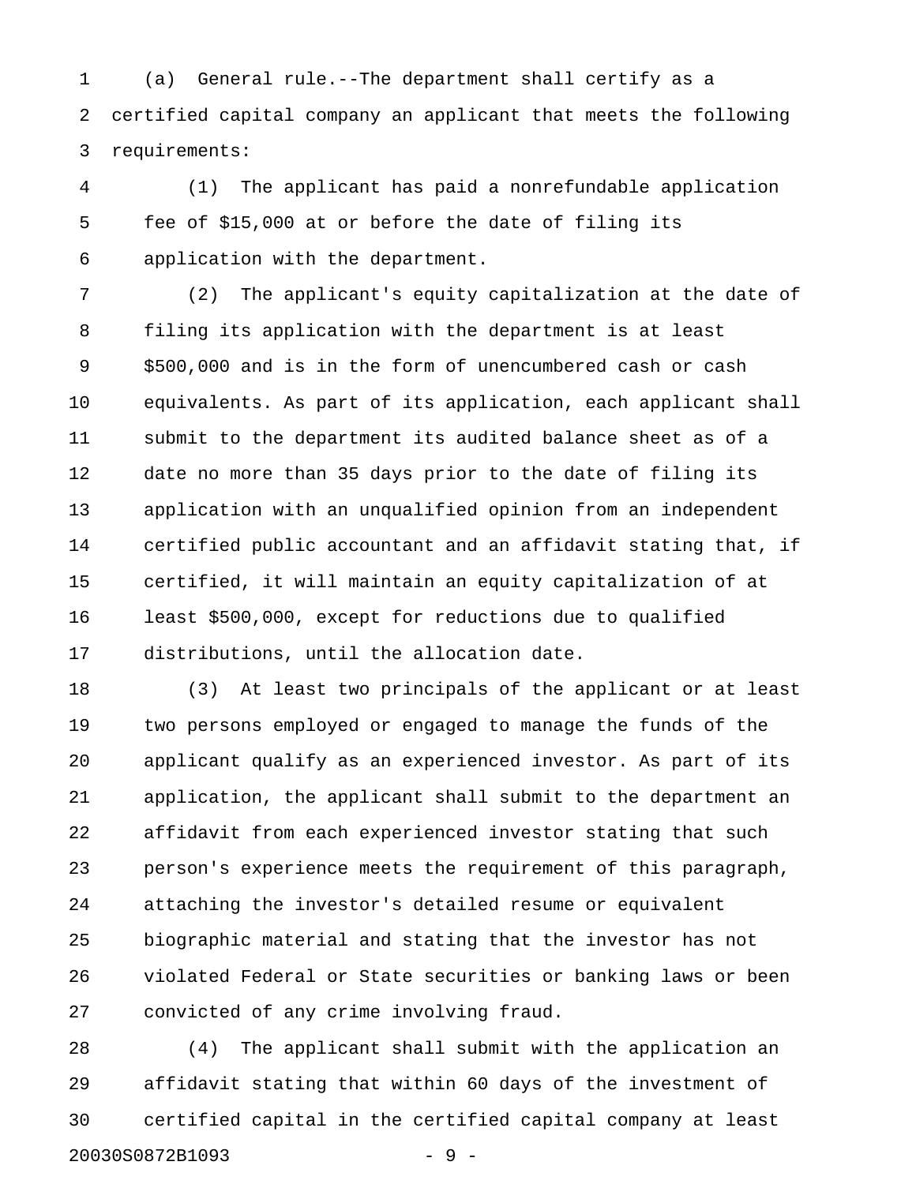(a) General rule.--The department shall certify as a certified capital company an applicant that meets the following requirements:

(1) The applicant has paid a nonrefundable application fee of $15,000 at or before the date of filing its application with the department.

(2) The applicant's equity capitalization at the date of filing its application with the department is at least $500,000 and is in the form of unencumbered cash or cash equivalents. As part of its application, each applicant shall submit to the department its audited balance sheet as of a date no more than 35 days prior to the date of filing its application with an unqualified opinion from an independent certified public accountant and an affidavit stating that, if certified, it will maintain an equity capitalization of at least $500,000, except for reductions due to qualified distributions, until the allocation date.

(3) At least two principals of the applicant or at least two persons employed or engaged to manage the funds of the applicant qualify as an experienced investor. As part of its application, the applicant shall submit to the department an affidavit from each experienced investor stating that such person's experience meets the requirement of this paragraph, attaching the investor's detailed resume or equivalent biographic material and stating that the investor has not violated Federal or State securities or banking laws or been convicted of any crime involving fraud.

(4) The applicant shall submit with the application an affidavit stating that within 60 days of the investment of certified capital in the certified capital company at least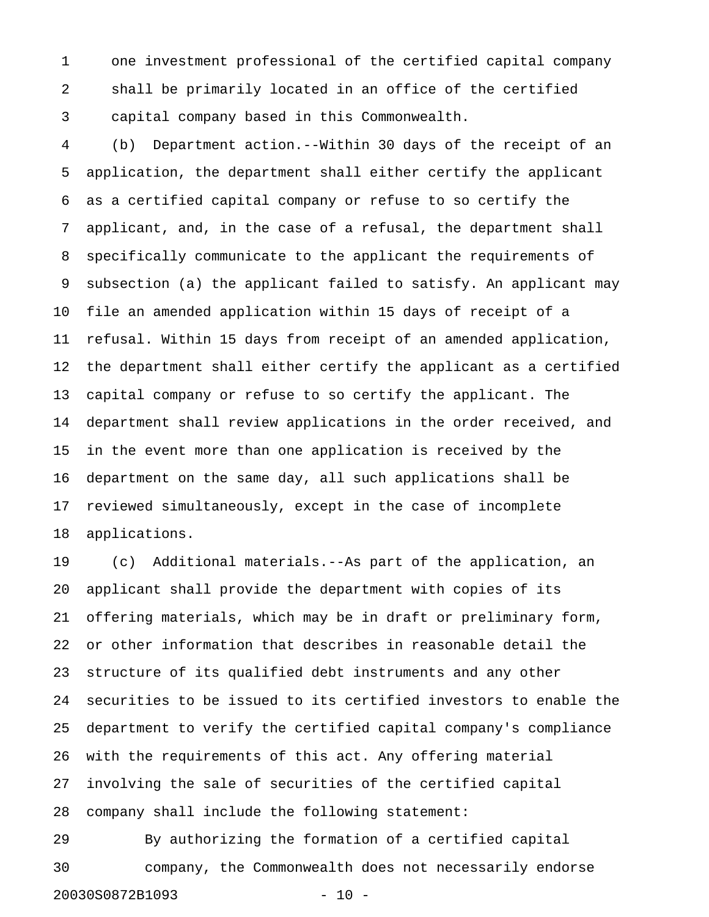one investment professional of the certified capital company shall be primarily located in an office of the certified capital company based in this Commonwealth.

(b) Department action.--Within 30 days of the receipt of an application, the department shall either certify the applicant as a certified capital company or refuse to so certify the applicant, and, in the case of a refusal, the department shall specifically communicate to the applicant the requirements of subsection (a) the applicant failed to satisfy. An applicant may file an amended application within 15 days of receipt of a refusal. Within 15 days from receipt of an amended application, the department shall either certify the applicant as a certified capital company or refuse to so certify the applicant. The department shall review applications in the order received, and in the event more than one application is received by the department on the same day, all such applications shall be reviewed simultaneously, except in the case of incomplete applications.

(c) Additional materials.--As part of the application, an applicant shall provide the department with copies of its offering materials, which may be in draft or preliminary form, or other information that describes in reasonable detail the structure of its qualified debt instruments and any other securities to be issued to its certified investors to enable the department to verify the certified capital company's compliance with the requirements of this act. Any offering material involving the sale of securities of the certified capital company shall include the following statement:

> By authorizing the formation of a certified capital company, the Commonwealth does not necessarily endorse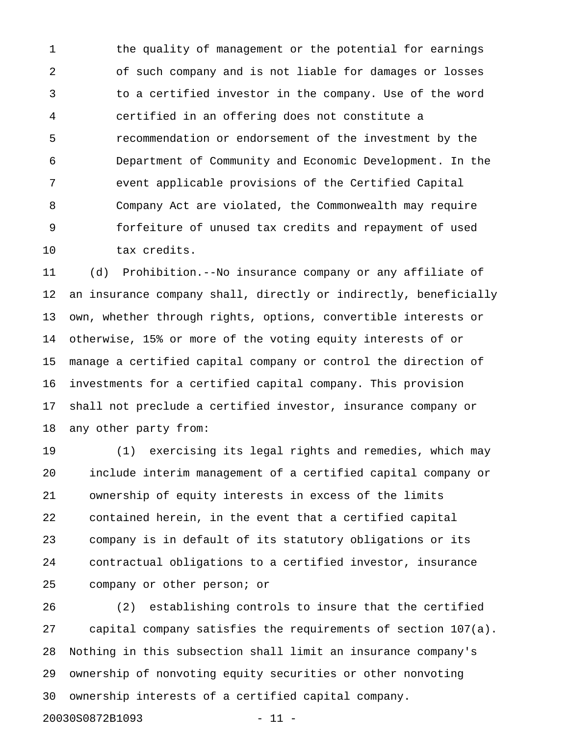the quality of management or the potential for earnings of such company and is not liable for damages or losses to a certified investor in the company. Use of the word certified in an offering does not constitute a recommendation or endorsement of the investment by the Department of Community and Economic Development. In the event applicable provisions of the Certified Capital Company Act are violated, the Commonwealth may require forfeiture of unused tax credits and repayment of used tax credits.

(d) Prohibition.--No insurance company or any affiliate of an insurance company shall, directly or indirectly, beneficially own, whether through rights, options, convertible interests or otherwise, 15% or more of the voting equity interests of or manage a certified capital company or control the direction of investments for a certified capital company. This provision shall not preclude a certified investor, insurance company or any other party from:

(1) exercising its legal rights and remedies, which may include interim management of a certified capital company or ownership of equity interests in excess of the limits contained herein, in the event that a certified capital company is in default of its statutory obligations or its contractual obligations to a certified investor, insurance company or other person; or

(2) establishing controls to insure that the certified capital company satisfies the requirements of section 107(a).

Nothing in this subsection shall limit an insurance company's ownership of nonvoting equity securities or other nonvoting ownership interests of a certified capital company.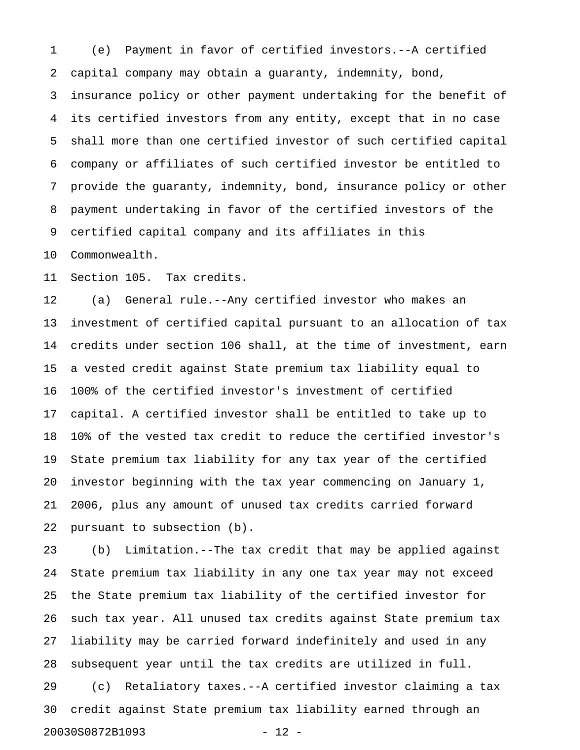(e) Payment in favor of certified investors.--A certified capital company may obtain a guaranty, indemnity, bond, insurance policy or other payment undertaking for the benefit of its certified investors from any entity, except that in no case shall more than one certified investor of such certified capital company or affiliates of such certified investor be entitled to provide the guaranty, indemnity, bond, insurance policy or other payment undertaking in favor of the certified investors of the certified capital company and its affiliates in this Commonwealth.

Section 105. Tax credits.

(a) General rule.--Any certified investor who makes an investment of certified capital pursuant to an allocation of tax credits under section 106 shall, at the time of investment, earn a vested credit against State premium tax liability equal to 100% of the certified investor's investment of certified capital. A certified investor shall be entitled to take up to 10% of the vested tax credit to reduce the certified investor's State premium tax liability for any tax year of the certified investor beginning with the tax year commencing on January 1, 2006, plus any amount of unused tax credits carried forward pursuant to subsection (b).

(b) Limitation.--The tax credit that may be applied against State premium tax liability in any one tax year may not exceed the State premium tax liability of the certified investor for such tax year. All unused tax credits against State premium tax liability may be carried forward indefinitely and used in any subsequent year until the tax credits are utilized in full.

(c) Retaliatory taxes.--A certified investor claiming a tax credit against State premium tax liability earned through an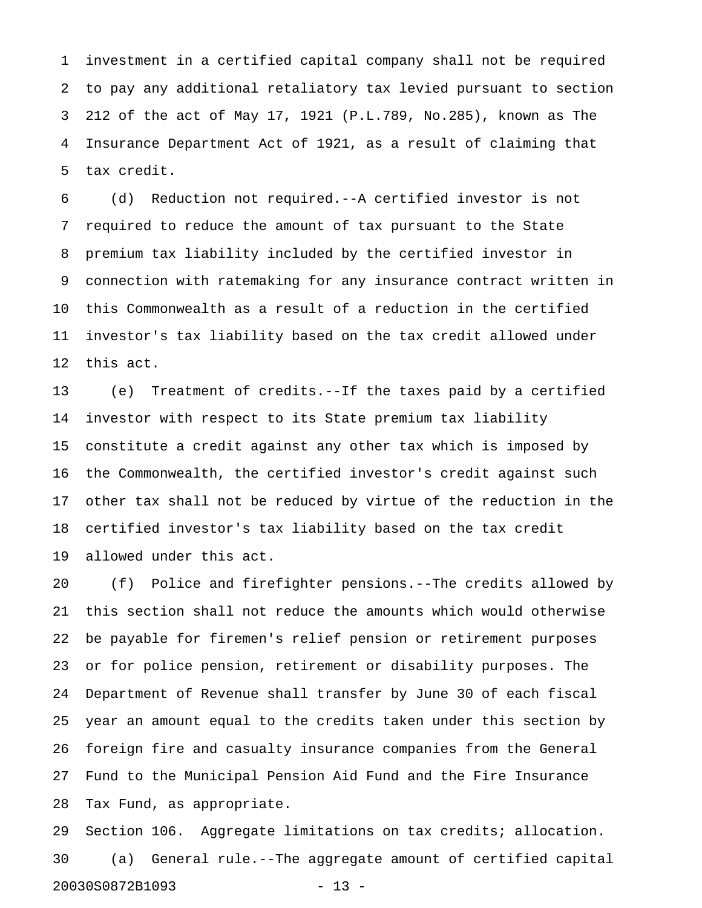investment in a certified capital company shall not be required to pay any additional retaliatory tax levied pursuant to section 212 of the act of May 17, 1921 (P.L.789, No.285), known as The Insurance Department Act of 1921, as a result of claiming that tax credit.

(d) Reduction not required.--A certified investor is not required to reduce the amount of tax pursuant to the State premium tax liability included by the certified investor in connection with ratemaking for any insurance contract written in this Commonwealth as a result of a reduction in the certified investor's tax liability based on the tax credit allowed under this act.

(e) Treatment of credits.--If the taxes paid by a certified investor with respect to its State premium tax liability constitute a credit against any other tax which is imposed by the Commonwealth, the certified investor's credit against such other tax shall not be reduced by virtue of the reduction in the certified investor's tax liability based on the tax credit allowed under this act.

(f) Police and firefighter pensions.--The credits allowed by this section shall not reduce the amounts which would otherwise be payable for firemen's relief pension or retirement purposes or for police pension, retirement or disability purposes. The Department of Revenue shall transfer by June 30 of each fiscal year an amount equal to the credits taken under this section by foreign fire and casualty insurance companies from the General Fund to the Municipal Pension Aid Fund and the Fire Insurance Tax Fund, as appropriate.

Section 106. Aggregate limitations on tax credits; allocation.

(a) General rule.--The aggregate amount of certified capital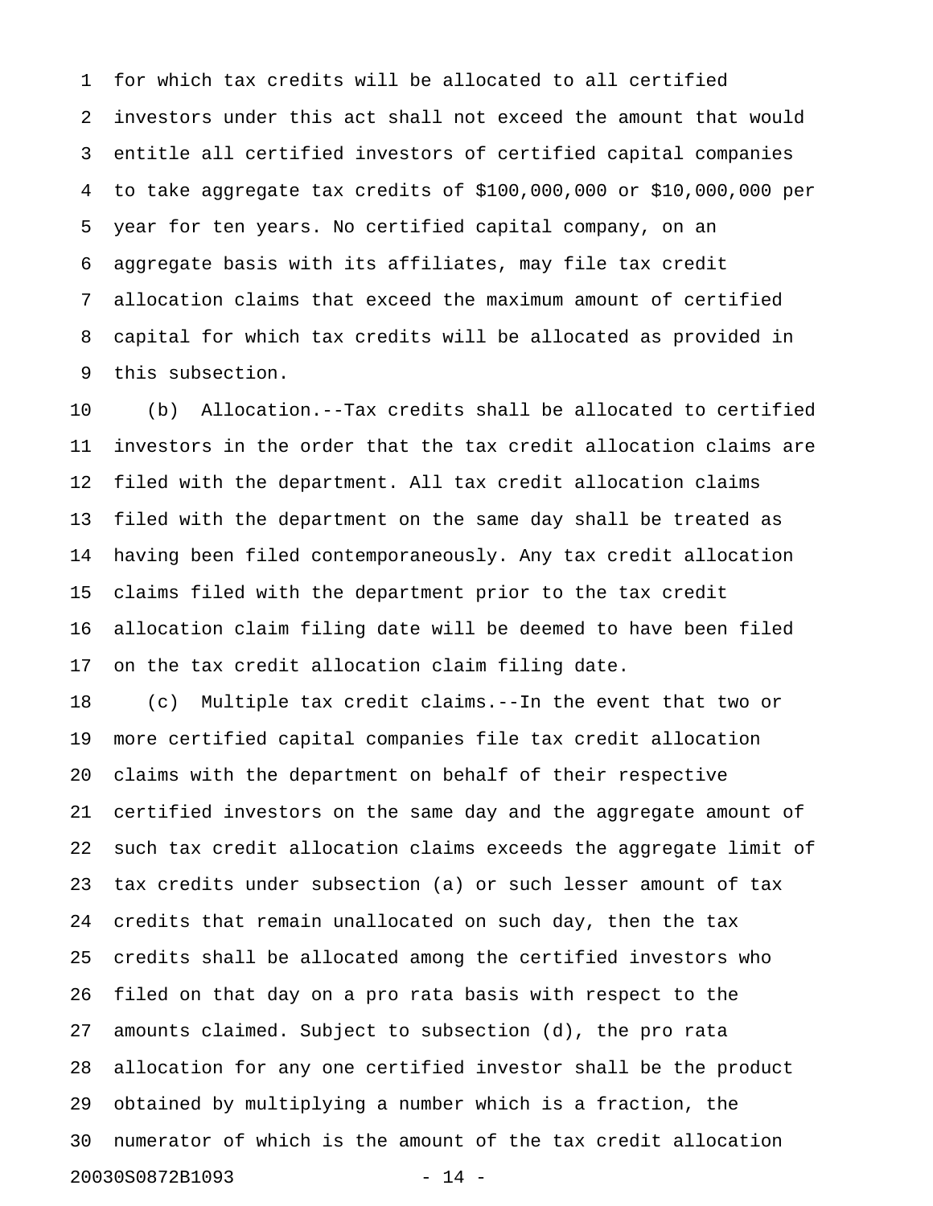for which tax credits will be allocated to all certified investors under this act shall not exceed the amount that would entitle all certified investors of certified capital companies to take aggregate tax credits of $100,000,000 or $10,000,000 per year for ten years. No certified capital company, on an aggregate basis with its affiliates, may file tax credit allocation claims that exceed the maximum amount of certified capital for which tax credits will be allocated as provided in this subsection.

(b) Allocation.--Tax credits shall be allocated to certified investors in the order that the tax credit allocation claims are filed with the department. All tax credit allocation claims filed with the department on the same day shall be treated as having been filed contemporaneously. Any tax credit allocation claims filed with the department prior to the tax credit allocation claim filing date will be deemed to have been filed on the tax credit allocation claim filing date.

(c) Multiple tax credit claims.--In the event that two or more certified capital companies file tax credit allocation claims with the department on behalf of their respective certified investors on the same day and the aggregate amount of such tax credit allocation claims exceeds the aggregate limit of tax credits under subsection (a) or such lesser amount of tax credits that remain unallocated on such day, then the tax credits shall be allocated among the certified investors who filed on that day on a pro rata basis with respect to the amounts claimed. Subject to subsection (d), the pro rata allocation for any one certified investor shall be the product obtained by multiplying a number which is a fraction, the numerator of which is the amount of the tax credit allocation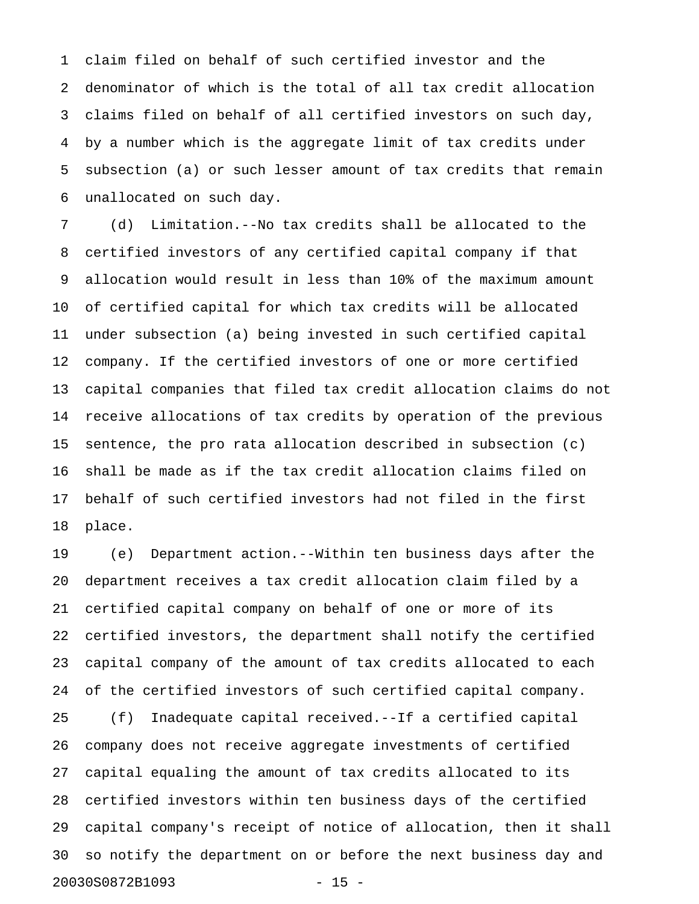claim filed on behalf of such certified investor and the denominator of which is the total of all tax credit allocation claims filed on behalf of all certified investors on such day, by a number which is the aggregate limit of tax credits under subsection (a) or such lesser amount of tax credits that remain unallocated on such day.

(d) Limitation.--No tax credits shall be allocated to the certified investors of any certified capital company if that allocation would result in less than 10% of the maximum amount of certified capital for which tax credits will be allocated under subsection (a) being invested in such certified capital company. If the certified investors of one or more certified capital companies that filed tax credit allocation claims do not receive allocations of tax credits by operation of the previous sentence, the pro rata allocation described in subsection (c) shall be made as if the tax credit allocation claims filed on behalf of such certified investors had not filed in the first place.

(e) Department action.--Within ten business days after the department receives a tax credit allocation claim filed by a certified capital company on behalf of one or more of its certified investors, the department shall notify the certified capital company of the amount of tax credits allocated to each of the certified investors of such certified capital company.

(f) Inadequate capital received.--If a certified capital company does not receive aggregate investments of certified capital equaling the amount of tax credits allocated to its certified investors within ten business days of the certified capital company's receipt of notice of allocation, then it shall so notify the department on or before the next business day and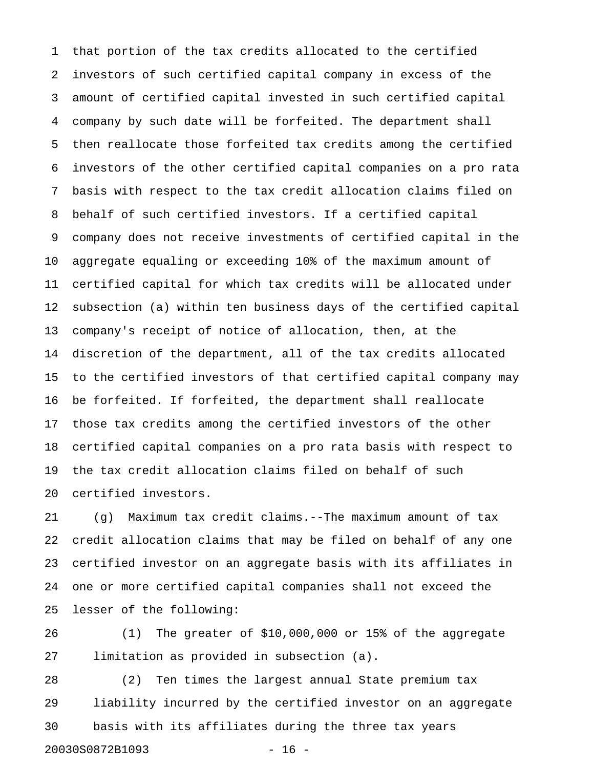that portion of the tax credits allocated to the certified investors of such certified capital company in excess of the amount of certified capital invested in such certified capital company by such date will be forfeited. The department shall then reallocate those forfeited tax credits among the certified investors of the other certified capital companies on a pro rata basis with respect to the tax credit allocation claims filed on behalf of such certified investors. If a certified capital company does not receive investments of certified capital in the aggregate equaling or exceeding 10% of the maximum amount of certified capital for which tax credits will be allocated under subsection (a) within ten business days of the certified capital company's receipt of notice of allocation, then, at the discretion of the department, all of the tax credits allocated to the certified investors of that certified capital company may be forfeited. If forfeited, the department shall reallocate those tax credits among the certified investors of the other certified capital companies on a pro rata basis with respect to the tax credit allocation claims filed on behalf of such certified investors.

(g) Maximum tax credit claims.--The maximum amount of tax credit allocation claims that may be filed on behalf of any one certified investor on an aggregate basis with its affiliates in one or more certified capital companies shall not exceed the lesser of the following:

(1) The greater of $10,000,000 or 15% of the aggregate limitation as provided in subsection (a).

(2) Ten times the largest annual State premium tax liability incurred by the certified investor on an aggregate basis with its affiliates during the three tax years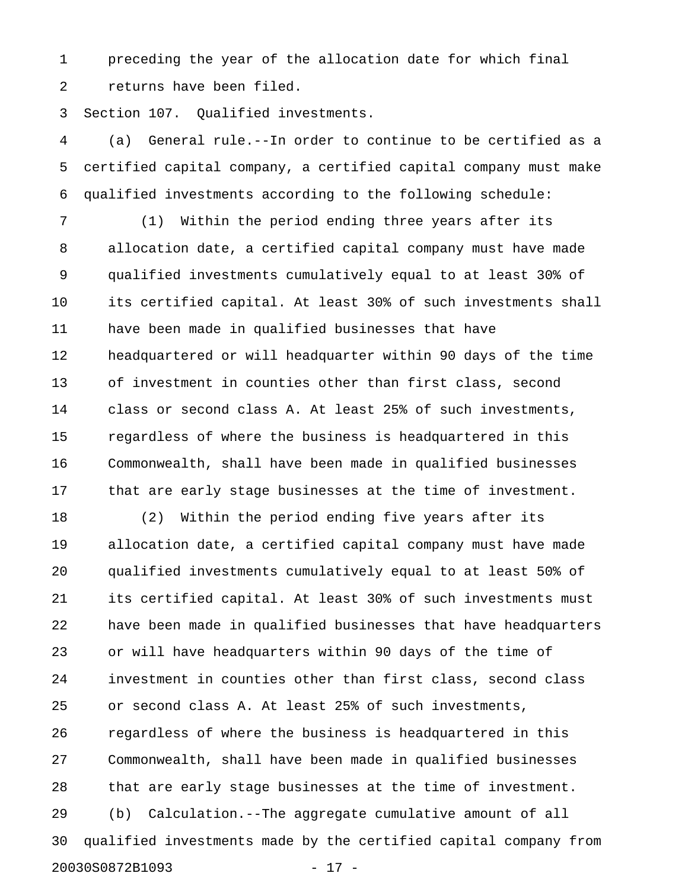preceding the year of the allocation date for which final returns have been filed.

Section 107. Qualified investments.

(a) General rule.--In order to continue to be certified as a certified capital company, a certified capital company must make qualified investments according to the following schedule:

(1) Within the period ending three years after its allocation date, a certified capital company must have made qualified investments cumulatively equal to at least 30% of its certified capital. At least 30% of such investments shall have been made in qualified businesses that have headquartered or will headquarter within 90 days of the time of investment in counties other than first class, second class or second class A. At least 25% of such investments, regardless of where the business is headquartered in this Commonwealth, shall have been made in qualified businesses that are early stage businesses at the time of investment.

(2) Within the period ending five years after its allocation date, a certified capital company must have made qualified investments cumulatively equal to at least 50% of its certified capital. At least 30% of such investments must have been made in qualified businesses that have headquarters or will have headquarters within 90 days of the time of investment in counties other than first class, second class or second class A. At least 25% of such investments, regardless of where the business is headquartered in this Commonwealth, shall have been made in qualified businesses that are early stage businesses at the time of investment.

(b) Calculation.--The aggregate cumulative amount of all qualified investments made by the certified capital company from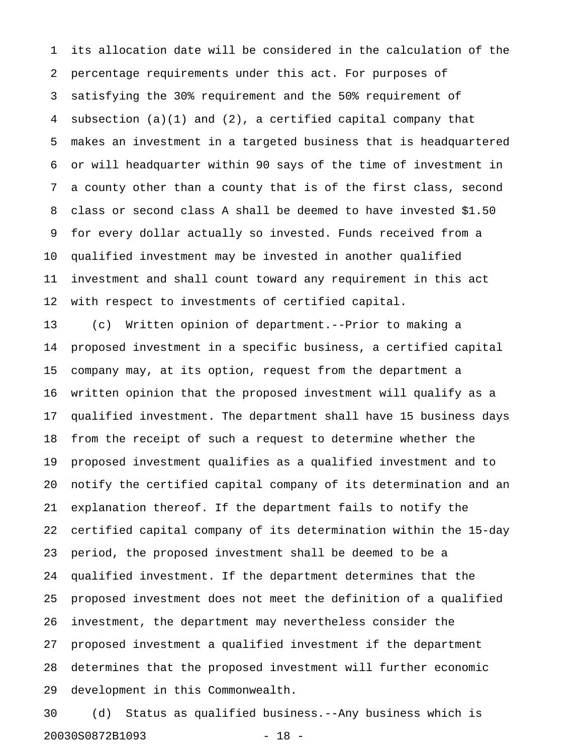its allocation date will be considered in the calculation of the percentage requirements under this act. For purposes of satisfying the 30% requirement and the 50% requirement of subsection (a)(1) and (2), a certified capital company that makes an investment in a targeted business that is headquartered or will headquarter within 90 says of the time of investment in a county other than a county that is of the first class, second class or second class A shall be deemed to have invested $1.50 for every dollar actually so invested. Funds received from a qualified investment may be invested in another qualified investment and shall count toward any requirement in this act with respect to investments of certified capital.

(c) Written opinion of department.--Prior to making a proposed investment in a specific business, a certified capital company may, at its option, request from the department a written opinion that the proposed investment will qualify as a qualified investment. The department shall have 15 business days from the receipt of such a request to determine whether the proposed investment qualifies as a qualified investment and to notify the certified capital company of its determination and an explanation thereof. If the department fails to notify the certified capital company of its determination within the 15-day period, the proposed investment shall be deemed to be a qualified investment. If the department determines that the proposed investment does not meet the definition of a qualified investment, the department may nevertheless consider the proposed investment a qualified investment if the department determines that the proposed investment will further economic development in this Commonwealth.

(d) Status as qualified business.--Any business which is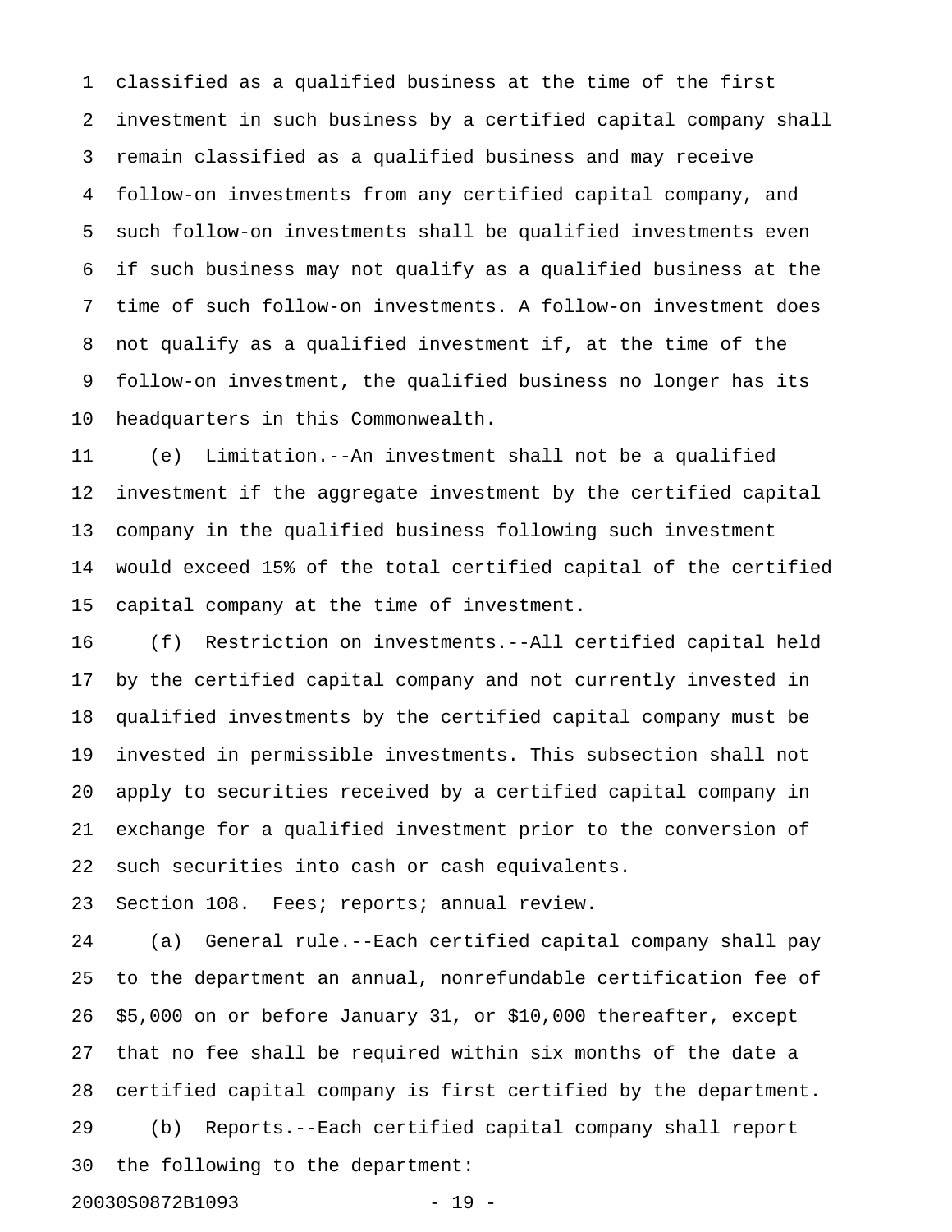classified as a qualified business at the time of the first investment in such business by a certified capital company shall remain classified as a qualified business and may receive follow-on investments from any certified capital company, and such follow-on investments shall be qualified investments even if such business may not qualify as a qualified business at the time of such follow-on investments. A follow-on investment does not qualify as a qualified investment if, at the time of the follow-on investment, the qualified business no longer has its headquarters in this Commonwealth.

(e) Limitation.--An investment shall not be a qualified investment if the aggregate investment by the certified capital company in the qualified business following such investment would exceed 15% of the total certified capital of the certified capital company at the time of investment.

(f) Restriction on investments.--All certified capital held by the certified capital company and not currently invested in qualified investments by the certified capital company must be invested in permissible investments. This subsection shall not apply to securities received by a certified capital company in exchange for a qualified investment prior to the conversion of such securities into cash or cash equivalents.

Section 108. Fees; reports; annual review.

(a) General rule.--Each certified capital company shall pay to the department an annual, nonrefundable certification fee of $5,000 on or before January 31, or $10,000 thereafter, except that no fee shall be required within six months of the date a certified capital company is first certified by the department.

(b) Reports.--Each certified capital company shall report the following to the department: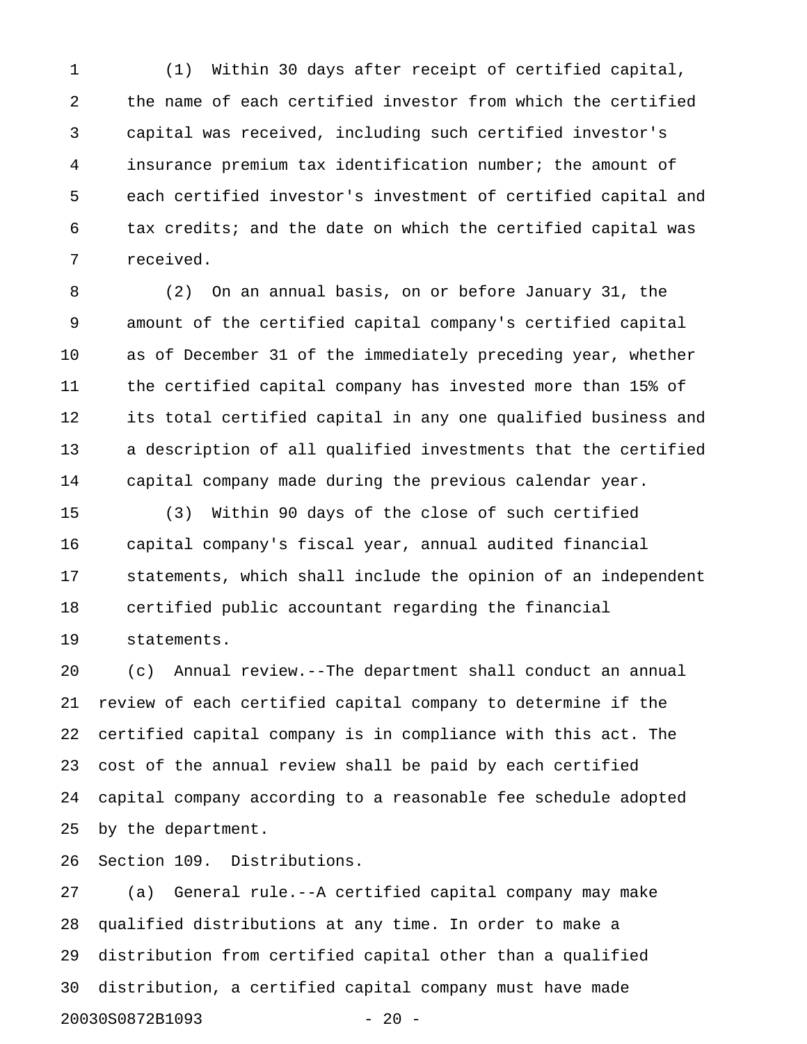(1) Within 30 days after receipt of certified capital, the name of each certified investor from which the certified capital was received, including such certified investor's insurance premium tax identification number; the amount of each certified investor's investment of certified capital and tax credits; and the date on which the certified capital was received.

(2) On an annual basis, on or before January 31, the amount of the certified capital company's certified capital as of December 31 of the immediately preceding year, whether the certified capital company has invested more than 15% of its total certified capital in any one qualified business and a description of all qualified investments that the certified capital company made during the previous calendar year.

(3) Within 90 days of the close of such certified capital company's fiscal year, annual audited financial statements, which shall include the opinion of an independent certified public accountant regarding the financial statements.

(c) Annual review.--The department shall conduct an annual review of each certified capital company to determine if the certified capital company is in compliance with this act. The cost of the annual review shall be paid by each certified capital company according to a reasonable fee schedule adopted by the department.

Section 109. Distributions.

(a) General rule.--A certified capital company may make qualified distributions at any time. In order to make a distribution from certified capital other than a qualified distribution, a certified capital company must have made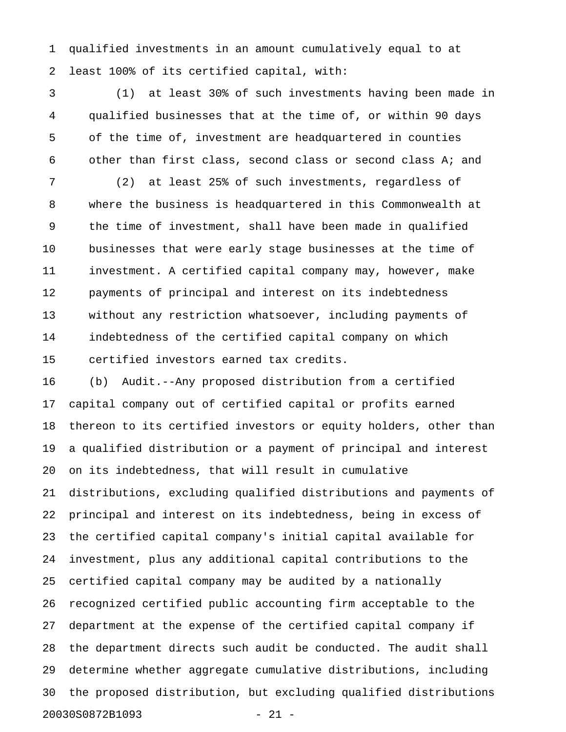qualified investments in an amount cumulatively equal to at least 100% of its certified capital, with:

(1) at least 30% of such investments having been made in qualified businesses that at the time of, or within 90 days of the time of, investment are headquartered in counties other than first class, second class or second class A; and

(2) at least 25% of such investments, regardless of where the business is headquartered in this Commonwealth at the time of investment, shall have been made in qualified businesses that were early stage businesses at the time of investment. A certified capital company may, however, make payments of principal and interest on its indebtedness without any restriction whatsoever, including payments of indebtedness of the certified capital company on which certified investors earned tax credits.

(b) Audit.--Any proposed distribution from a certified capital company out of certified capital or profits earned thereon to its certified investors or equity holders, other than a qualified distribution or a payment of principal and interest on its indebtedness, that will result in cumulative distributions, excluding qualified distributions and payments of principal and interest on its indebtedness, being in excess of the certified capital company's initial capital available for investment, plus any additional capital contributions to the certified capital company may be audited by a nationally recognized certified public accounting firm acceptable to the department at the expense of the certified capital company if the department directs such audit be conducted. The audit shall determine whether aggregate cumulative distributions, including the proposed distribution, but excluding qualified distributions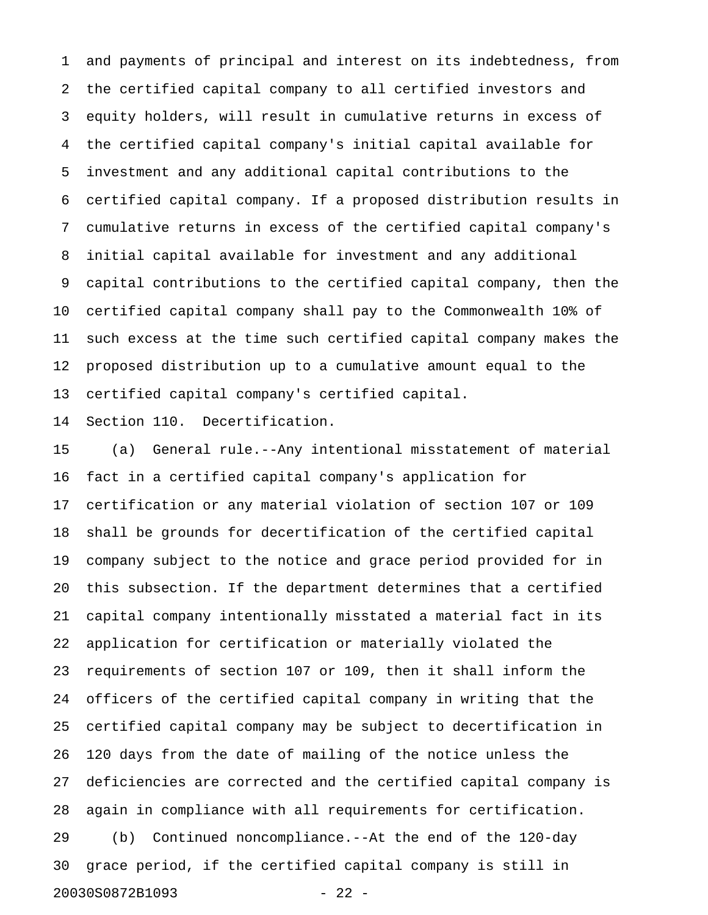and payments of principal and interest on its indebtedness, from the certified capital company to all certified investors and equity holders, will result in cumulative returns in excess of the certified capital company's initial capital available for investment and any additional capital contributions to the certified capital company. If a proposed distribution results in cumulative returns in excess of the certified capital company's initial capital available for investment and any additional capital contributions to the certified capital company, then the certified capital company shall pay to the Commonwealth 10% of such excess at the time such certified capital company makes the proposed distribution up to a cumulative amount equal to the certified capital company's certified capital.

Section 110. Decertification.

(a) General rule.--Any intentional misstatement of material fact in a certified capital company's application for certification or any material violation of section 107 or 109 shall be grounds for decertification of the certified capital company subject to the notice and grace period provided for in this subsection. If the department determines that a certified capital company intentionally misstated a material fact in its application for certification or materially violated the requirements of section 107 or 109, then it shall inform the officers of the certified capital company in writing that the certified capital company may be subject to decertification in 120 days from the date of mailing of the notice unless the deficiencies are corrected and the certified capital company is again in compliance with all requirements for certification.

(b) Continued noncompliance.--At the end of the 120-day grace period, if the certified capital company is still in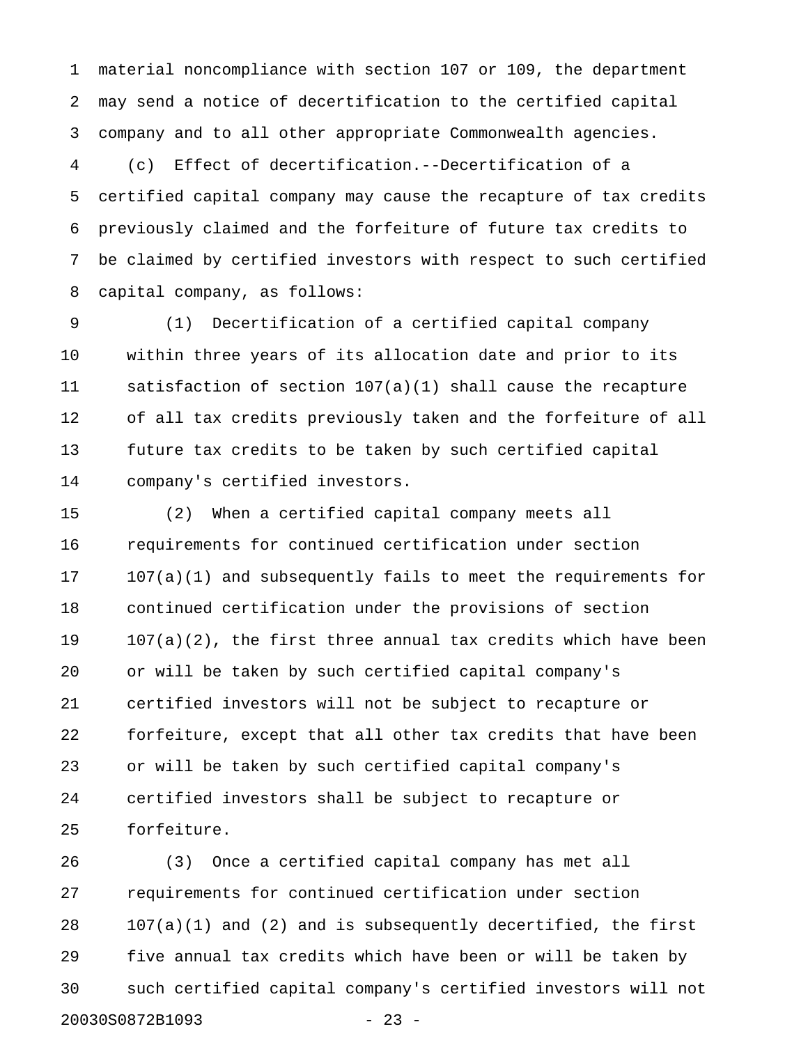material noncompliance with section 107 or 109, the department may send a notice of decertification to the certified capital company and to all other appropriate Commonwealth agencies.

(c) Effect of decertification.--Decertification of a certified capital company may cause the recapture of tax credits previously claimed and the forfeiture of future tax credits to be claimed by certified investors with respect to such certified capital company, as follows:

(1) Decertification of a certified capital company within three years of its allocation date and prior to its satisfaction of section 107(a)(1) shall cause the recapture of all tax credits previously taken and the forfeiture of all future tax credits to be taken by such certified capital company's certified investors.

(2) When a certified capital company meets all requirements for continued certification under section 107(a)(1) and subsequently fails to meet the requirements for continued certification under the provisions of section 107(a)(2), the first three annual tax credits which have been or will be taken by such certified capital company's certified investors will not be subject to recapture or forfeiture, except that all other tax credits that have been or will be taken by such certified capital company's certified investors shall be subject to recapture or forfeiture.

(3) Once a certified capital company has met all requirements for continued certification under section 107(a)(1) and (2) and is subsequently decertified, the first five annual tax credits which have been or will be taken by such certified capital company's certified investors will not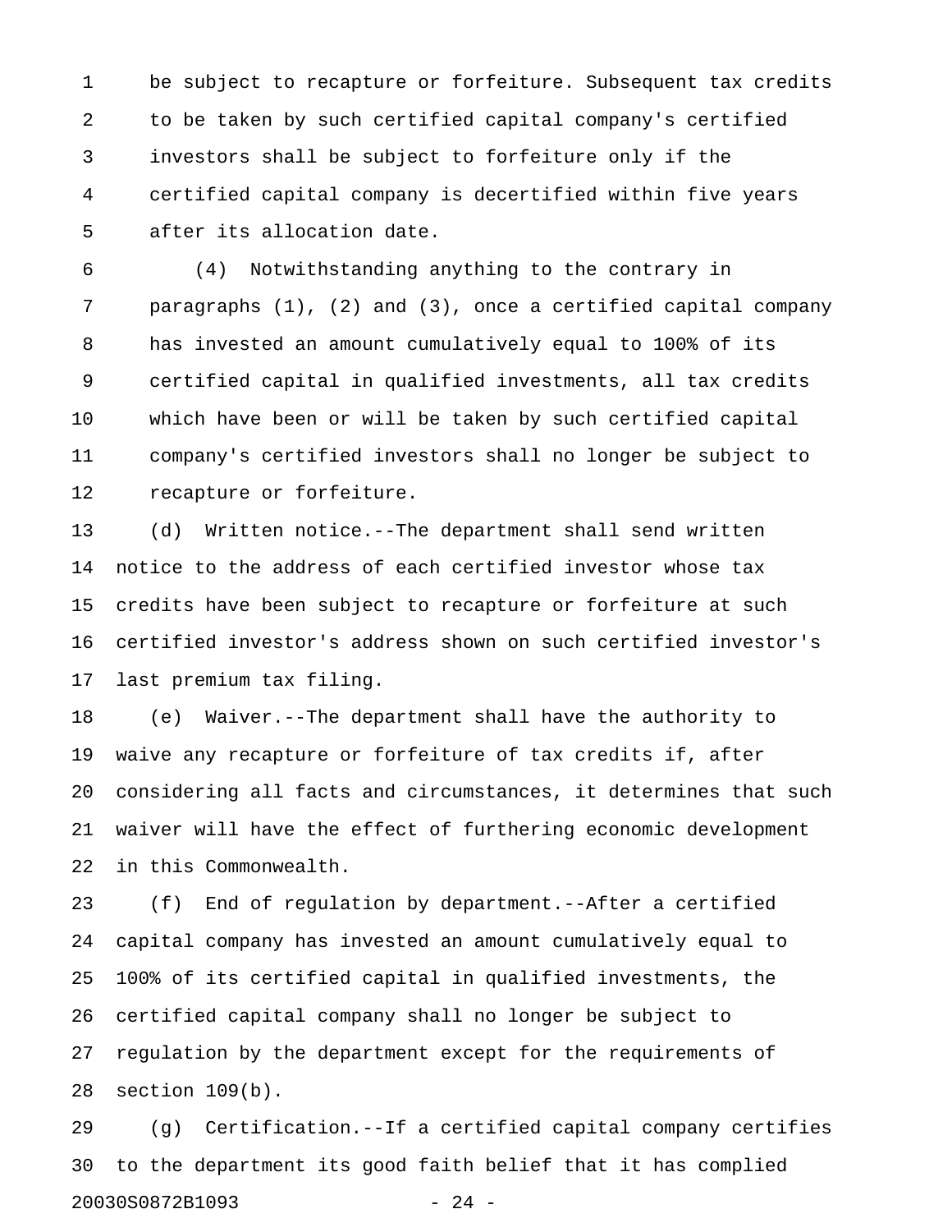be subject to recapture or forfeiture. Subsequent tax credits to be taken by such certified capital company's certified investors shall be subject to forfeiture only if the certified capital company is decertified within five years after its allocation date.

(4) Notwithstanding anything to the contrary in paragraphs (1), (2) and (3), once a certified capital company has invested an amount cumulatively equal to 100% of its certified capital in qualified investments, all tax credits which have been or will be taken by such certified capital company's certified investors shall no longer be subject to recapture or forfeiture.

(d) Written notice.--The department shall send written notice to the address of each certified investor whose tax credits have been subject to recapture or forfeiture at such certified investor's address shown on such certified investor's last premium tax filing.

(e) Waiver.--The department shall have the authority to waive any recapture or forfeiture of tax credits if, after considering all facts and circumstances, it determines that such waiver will have the effect of furthering economic development in this Commonwealth.

(f) End of regulation by department.--After a certified capital company has invested an amount cumulatively equal to 100% of its certified capital in qualified investments, the certified capital company shall no longer be subject to regulation by the department except for the requirements of section 109(b).

(g) Certification.--If a certified capital company certifies to the department its good faith belief that it has complied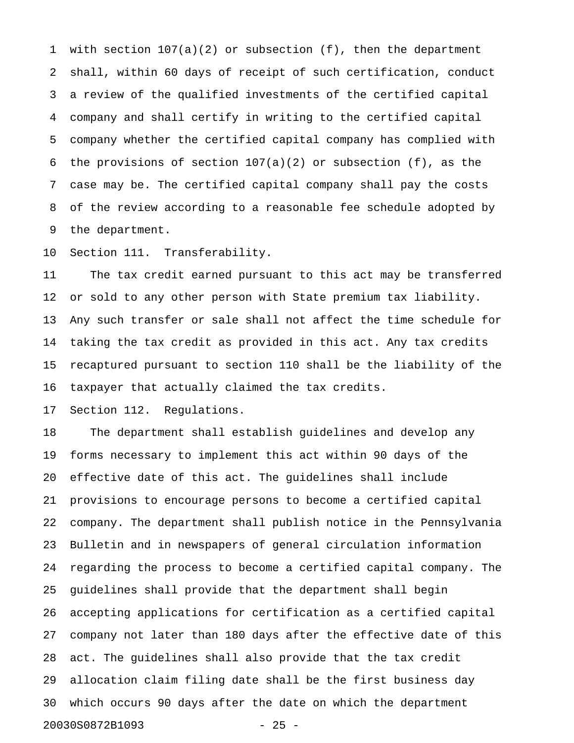with section 107(a)(2) or subsection (f), then the department shall, within 60 days of receipt of such certification, conduct a review of the qualified investments of the certified capital company and shall certify in writing to the certified capital company whether the certified capital company has complied with the provisions of section 107(a)(2) or subsection (f), as the case may be. The certified capital company shall pay the costs of the review according to a reasonable fee schedule adopted by the department.

Section 111. Transferability.

The tax credit earned pursuant to this act may be transferred or sold to any other person with State premium tax liability. Any such transfer or sale shall not affect the time schedule for taking the tax credit as provided in this act. Any tax credits recaptured pursuant to section 110 shall be the liability of the taxpayer that actually claimed the tax credits.

Section 112. Regulations.

The department shall establish guidelines and develop any forms necessary to implement this act within 90 days of the effective date of this act. The guidelines shall include provisions to encourage persons to become a certified capital company. The department shall publish notice in the Pennsylvania Bulletin and in newspapers of general circulation information regarding the process to become a certified capital company. The guidelines shall provide that the department shall begin accepting applications for certification as a certified capital company not later than 180 days after the effective date of this act. The guidelines shall also provide that the tax credit allocation claim filing date shall be the first business day which occurs 90 days after the date on which the department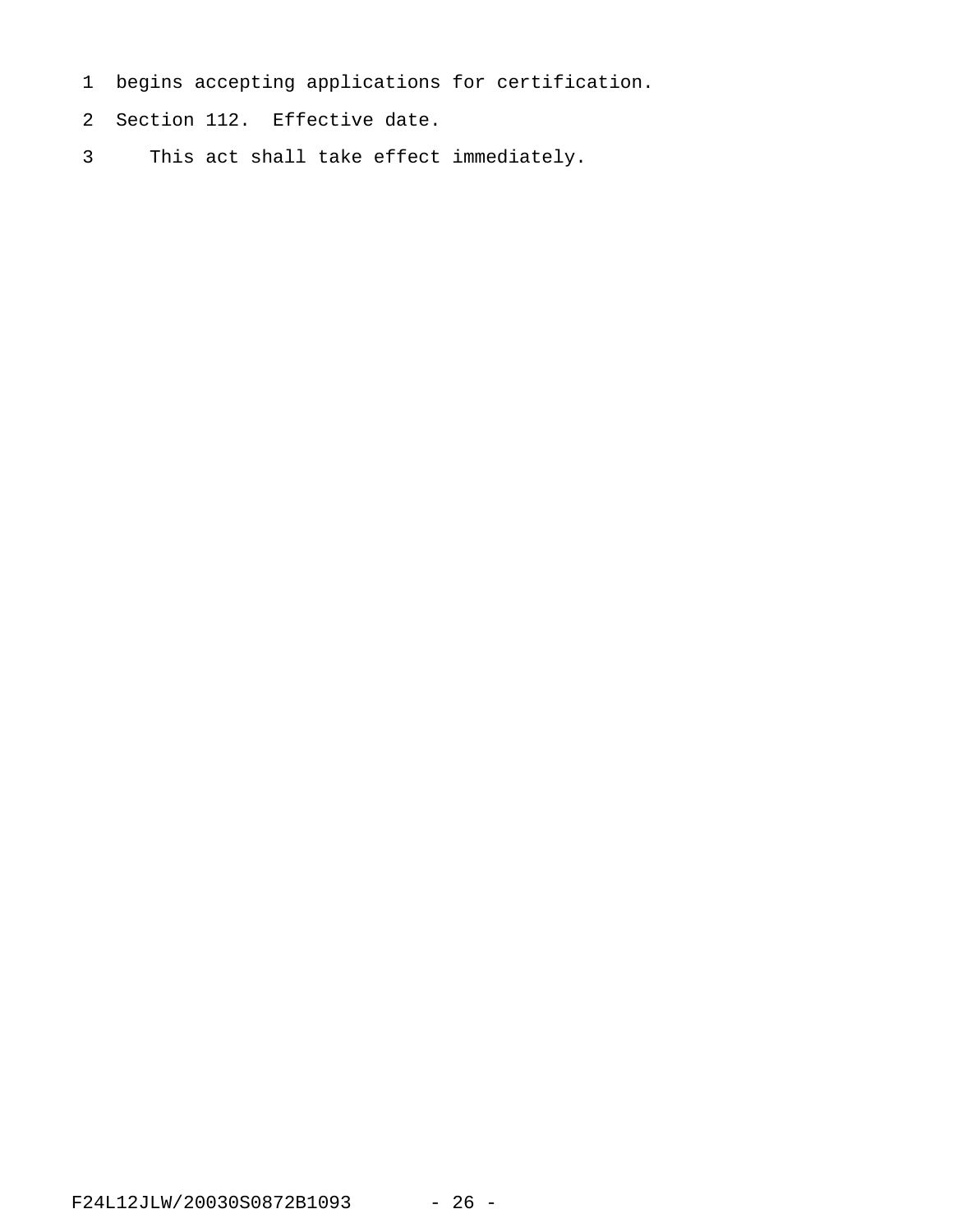begins accepting applications for certification.

Section 112. Effective date.

This act shall take effect immediately.